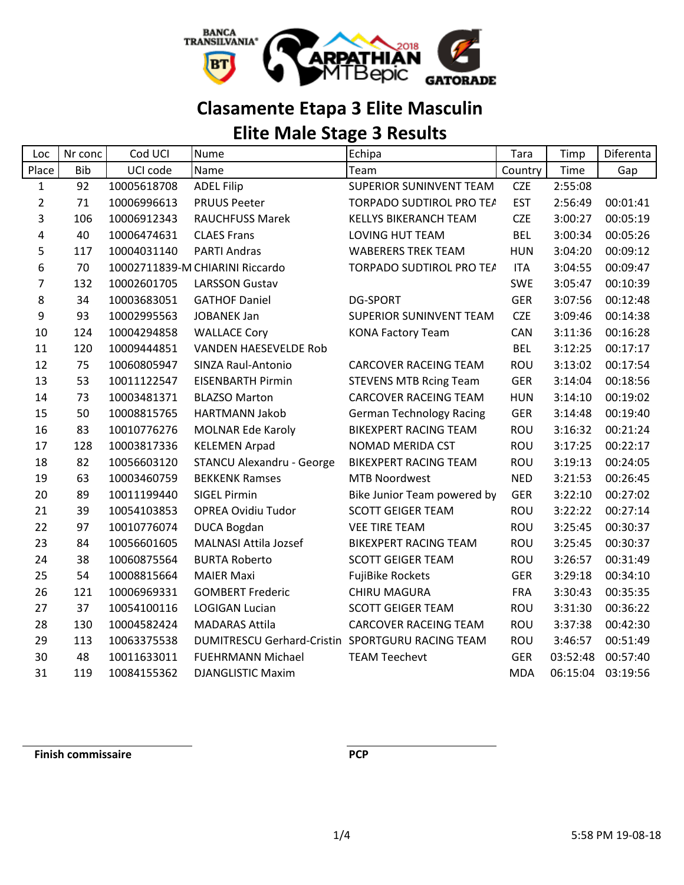# Clasamente Etapa 3 Elite Masculin

# Elite Male Stage 3 Results

| Loc | Nr conc | Cod UCI | Nume | Echipa | Tara | Timp | Diferenta |
|---|---|---|---|---|---|---|---|
| Place | Bib | UCI code | Name | Team | Country | Time | Gap |
| 1 | 92 | 10005618708 | ADEL Filip | SUPERIOR SUNINVENT TEAM | CZE | 2:55:08 | |
| 2 | 71 | 10006996613 | PRUUS Peeter | TORPADO SUDTIROL PRO TEA | EST | 2:56:49 | 00:01:41 |
| 3 | 106 | 10006912343 | RAUCHFUSS Marek | KELLYS BIKERANCH TEAM | CZE | 3:00:27 | 00:05:19 |
| 4 | 40 | 10006474631 | CLAES Frans | LOVING HUT TEAM | BEL | 3:00:34 | 00:05:26 |
| 5 | 117 | 10004031140 | PARTI Andras | WABERERS TREK TEAM | HUN | 3:04:20 | 00:09:12 |
| 6 | 70 | 10002711839-M | CHIARINI Riccardo | TORPADO SUDTIROL PRO TEA | ITA | 3:04:55 | 00:09:47 |
| 7 | 132 | 10002601705 | LARSSON Gustav | | SWE | 3:05:47 | 00:10:39 |
| 8 | 34 | 10003683051 | GATHOF Daniel | DG-SPORT | GER | 3:07:56 | 00:12:48 |
| 9 | 93 | 10002995563 | JOBANEK Jan | SUPERIOR SUNINVENT TEAM | CZE | 3:09:46 | 00:14:38 |
| 10 | 124 | 10004294858 | WALLACE Cory | KONA Factory Team | CAN | 3:11:36 | 00:16:28 |
| 11 | 120 | 10009444851 | VANDEN HAESEVELDE Rob | | BEL | 3:12:25 | 00:17:17 |
| 12 | 75 | 10060805947 | SINZA Raul-Antonio | CARCOVER RACEING TEAM | ROU | 3:13:02 | 00:17:54 |
| 13 | 53 | 10011122547 | EISENBARTH Pirmin | STEVENS MTB Rcing Team | GER | 3:14:04 | 00:18:56 |
| 14 | 73 | 10003481371 | BLAZSO Marton | CARCOVER RACEING TEAM | HUN | 3:14:10 | 00:19:02 |
| 15 | 50 | 10008815765 | HARTMANN Jakob | German Technology Racing | GER | 3:14:48 | 00:19:40 |
| 16 | 83 | 10010776276 | MOLNAR Ede Karoly | BIKEXPERT RACING TEAM | ROU | 3:16:32 | 00:21:24 |
| 17 | 128 | 10003817336 | KELEMEN Arpad | NOMAD MERIDA CST | ROU | 3:17:25 | 00:22:17 |
| 18 | 82 | 10056603120 | STANCU Alexandru - George | BIKEXPERT RACING TEAM | ROU | 3:19:13 | 00:24:05 |
| 19 | 63 | 10003460759 | BEKKENK Ramses | MTB Noordwest | NED | 3:21:53 | 00:26:45 |
| 20 | 89 | 10011199440 | SIGEL Pirmin | Bike Junior Team powered by | GER | 3:22:10 | 00:27:02 |
| 21 | 39 | 10054103853 | OPREA Ovidiu Tudor | SCOTT GEIGER TEAM | ROU | 3:22:22 | 00:27:14 |
| 22 | 97 | 10010776074 | DUCA Bogdan | VEE TIRE TEAM | ROU | 3:25:45 | 00:30:37 |
| 23 | 84 | 10056601605 | MALNASI Attila Jozsef | BIKEXPERT RACING TEAM | ROU | 3:25:45 | 00:30:37 |
| 24 | 38 | 10060875564 | BURTA Roberto | SCOTT GEIGER TEAM | ROU | 3:26:57 | 00:31:49 |
| 25 | 54 | 10008815664 | MAIER Maxi | FujiBike Rockets | GER | 3:29:18 | 00:34:10 |
| 26 | 121 | 10006969331 | GOMBERT Frederic | CHIRU MAGURA | FRA | 3:30:43 | 00:35:35 |
| 27 | 37 | 10054100116 | LOGIGAN Lucian | SCOTT GEIGER TEAM | ROU | 3:31:30 | 00:36:22 |
| 28 | 130 | 10004582424 | MADARAS Attila | CARCOVER RACEING TEAM | ROU | 3:37:38 | 00:42:30 |
| 29 | 113 | 10063375538 | DUMITRESCU Gerhard-Cristin | SPORTGURU RACING TEAM | ROU | 3:46:57 | 00:51:49 |
| 30 | 48 | 10011633011 | FUEHRMANN Michael | TEAM Teechevt | GER | 03:52:48 | 00:57:40 |
| 31 | 119 | 10084155362 | DJANGLISTIC Maxim | | MDA | 06:15:04 | 03:19:56 |

**Finish commissaire**

**PCP**

5:58 PM 19-08-18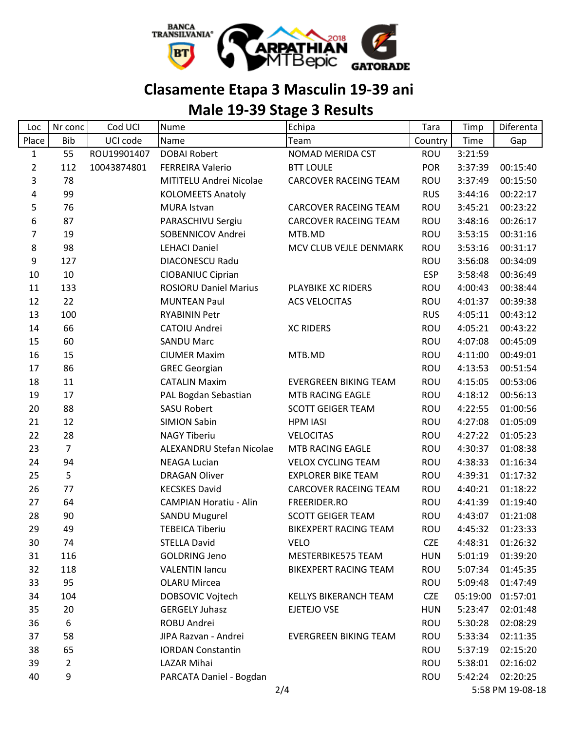# Clasamente Etapa 3 Masculin 19-39 ani

## Male 19-39 Stage 3 Results

| Loc | Nr conc | Cod UCI | Nume | Echipa | Tara | Timp | Diferenta |
|---|---|---|---|---|---|---|---|
| Place | Bib | UCI code | Name | Team | Country | Time | Gap |
| 1 | 55 | ROU19901407 | DOBAI Robert | NOMAD MERIDA CST | ROU | 3:21:59 | |
| 2 | 112 | 10043874801 | FERREIRA Valerio | BTT LOULE | POR | 3:37:39 | 00:15:40 |
| 3 | 78 | | MITITELU Andrei Nicolae | CARCOVER RACEING TEAM | ROU | 3:37:49 | 00:15:50 |
| 4 | 99 | | KOLOMEETS Anatoly | | RUS | 3:44:16 | 00:22:17 |
| 5 | 76 | | MURA Istvan | CARCOVER RACEING TEAM | ROU | 3:45:21 | 00:23:22 |
| 6 | 87 | | PARASCHIVU Sergiu | CARCOVER RACEING TEAM | ROU | 3:48:16 | 00:26:17 |
| 7 | 19 | | SOBENNICOV Andrei | MTB.MD | ROU | 3:53:15 | 00:31:16 |
| 8 | 98 | | LEHACI Daniel | MCV CLUB VEJLE DENMARK | ROU | 3:53:16 | 00:31:17 |
| 9 | 127 | | DIACONESCU Radu | | ROU | 3:56:08 | 00:34:09 |
| 10 | 10 | | CIOBANIUC Ciprian | | ESP | 3:58:48 | 00:36:49 |
| 11 | 133 | | ROSIORU Daniel Marius | PLAYBIKE XC RIDERS | ROU | 4:00:43 | 00:38:44 |
| 12 | 22 | | MUNTEAN Paul | ACS VELOCITAS | ROU | 4:01:37 | 00:39:38 |
| 13 | 100 | | RYABININ Petr | | RUS | 4:05:11 | 00:43:12 |
| 14 | 66 | | CATOIU Andrei | XC RIDERS | ROU | 4:05:21 | 00:43:22 |
| 15 | 60 | | SANDU Marc | | ROU | 4:07:08 | 00:45:09 |
| 16 | 15 | | CIUMER Maxim | MTB.MD | ROU | 4:11:00 | 00:49:01 |
| 17 | 86 | | GREC Georgian | | ROU | 4:13:53 | 00:51:54 |
| 18 | 11 | | CATALIN Maxim | EVERGREEN BIKING TEAM | ROU | 4:15:05 | 00:53:06 |
| 19 | 17 | | PAL Bogdan Sebastian | MTB RACING EAGLE | ROU | 4:18:12 | 00:56:13 |
| 20 | 88 | | SASU Robert | SCOTT GEIGER TEAM | ROU | 4:22:55 | 01:00:56 |
| 21 | 12 | | SIMION Sabin | HPM IASI | ROU | 4:27:08 | 01:05:09 |
| 22 | 28 | | NAGY Tiberiu | VELOCITAS | ROU | 4:27:22 | 01:05:23 |
| 23 | 7 | | ALEXANDRU Stefan Nicolae | MTB RACING EAGLE | ROU | 4:30:37 | 01:08:38 |
| 24 | 94 | | NEAGA Lucian | VELOX CYCLING TEAM | ROU | 4:38:33 | 01:16:34 |
| 25 | 5 | | DRAGAN Oliver | EXPLORER BIKE TEAM | ROU | 4:39:31 | 01:17:32 |
| 26 | 77 | | KECSKES David | CARCOVER RACEING TEAM | ROU | 4:40:21 | 01:18:22 |
| 27 | 64 | | CAMPIAN Horatiu - Alin | FREERIDER.RO | ROU | 4:41:39 | 01:19:40 |
| 28 | 90 | | SANDU Mugurel | SCOTT GEIGER TEAM | ROU | 4:43:07 | 01:21:08 |
| 29 | 49 | | TEBEICA Tiberiu | BIKEXPERT RACING TEAM | ROU | 4:45:32 | 01:23:33 |
| 30 | 74 | | STELLA David | VELO | CZE | 4:48:31 | 01:26:32 |
| 31 | 116 | | GOLDRING Jeno | MESTERBIKE575 TEAM | HUN | 5:01:19 | 01:39:20 |
| 32 | 118 | | VALENTIN Iancu | BIKEXPERT RACING TEAM | ROU | 5:07:34 | 01:45:35 |
| 33 | 95 | | OLARU Mircea | | ROU | 5:09:48 | 01:47:49 |
| 34 | 104 | | DOBSOVIC Vojtech | KELLYS BIKERANCH TEAM | CZE | 05:19:00 | 01:57:01 |
| 35 | 20 | | GERGELY Juhasz | EJETEJO VSE | HUN | 5:23:47 | 02:01:48 |
| 36 | 6 | | ROBU Andrei | | ROU | 5:30:28 | 02:08:29 |
| 37 | 58 | | JIPA Razvan - Andrei | EVERGREEN BIKING TEAM | ROU | 5:33:34 | 02:11:35 |
| 38 | 65 | | IORDAN Constantin | | ROU | 5:37:19 | 02:15:20 |
| 39 | 2 | | LAZAR Mihai | | ROU | 5:38:01 | 02:16:02 |
| 40 | 9 | | PARCATA Daniel - Bogdan | | ROU | 5:42:24 | 02:20:25 |

5:58 PM 19-08-18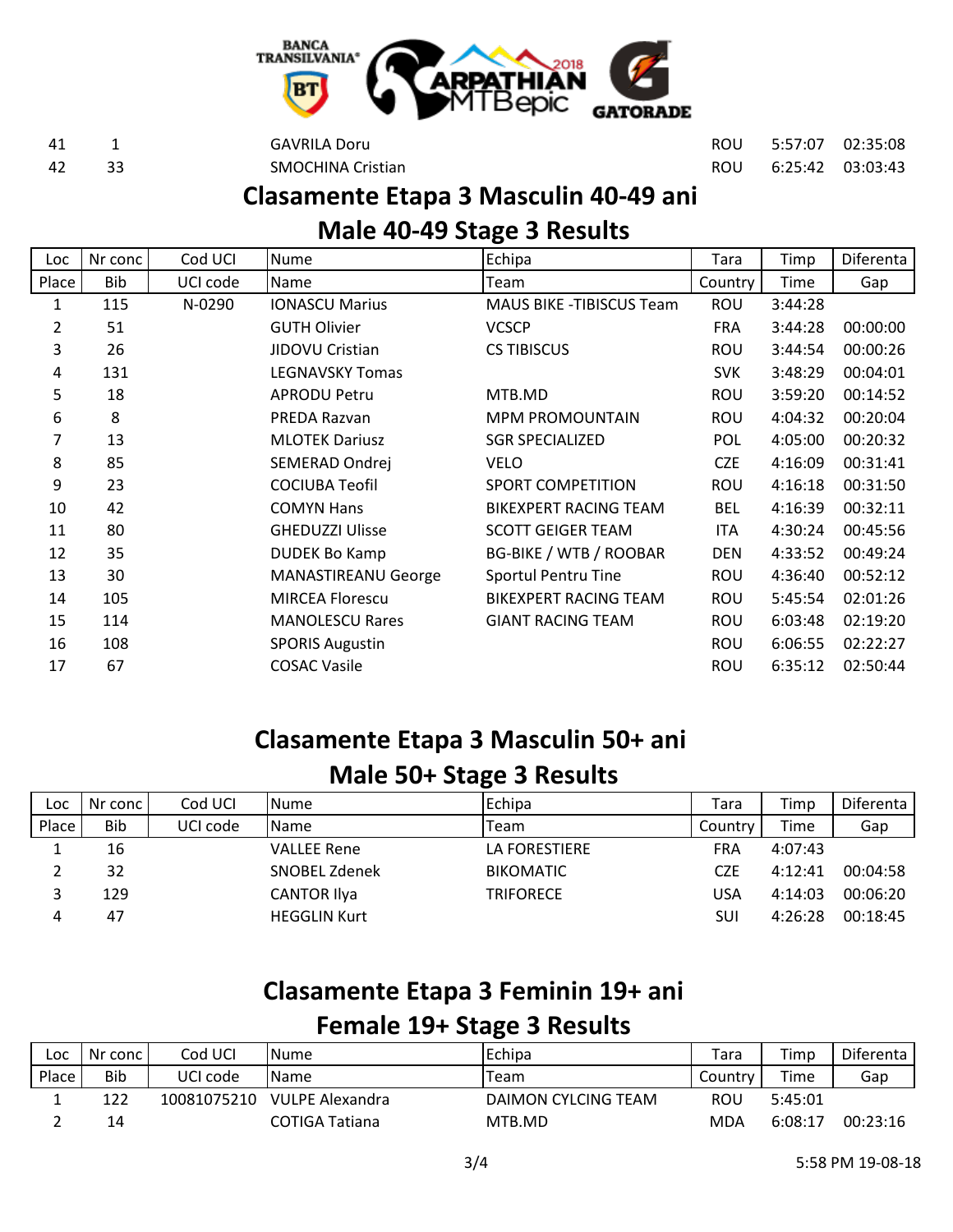| | | | | | | | |
|---|---|---|---|---|---|---|---|
| 41 | 1 | | GAVRILA Doru | | ROU | 5:57:07 | 02:35:08 |
| 42 | 33 | | SMOCHINA Cristian | | ROU | 6:25:42 | 03:03:43 |

## Clasamente Etapa 3 Masculin 40-49 ani
## Male 40-49 Stage 3 Results

| Loc | Nr conc | Cod UCI | Nume | Echipa | Tara | Timp | Diferenta |
|---|---|---|---|---|---|---|---|
| Place | Bib | UCI code | Name | Team | Country | Time | Gap |
| 1 | 115 | N-0290 | IONASCU Marius | MAUS BIKE -TIBISCUS Team | ROU | 3:44:28 | |
| 2 | 51 | | GUTH Olivier | VCSCP | FRA | 3:44:28 | 00:00:00 |
| 3 | 26 | | JIDOVU Cristian | CS TIBISCUS | ROU | 3:44:54 | 00:00:26 |
| 4 | 131 | | LEGNAVSKY Tomas | | SVK | 3:48:29 | 00:04:01 |
| 5 | 18 | | APRODU Petru | MTB.MD | ROU | 3:59:20 | 00:14:52 |
| 6 | 8 | | PREDA Razvan | MPM PROMOUNTAIN | ROU | 4:04:32 | 00:20:04 |
| 7 | 13 | | MLOTEK Dariusz | SGR SPECIALIZED | POL | 4:05:00 | 00:20:32 |
| 8 | 85 | | SEMERAD Ondrej | VELO | CZE | 4:16:09 | 00:31:41 |
| 9 | 23 | | COCIUBA Teofil | SPORT COMPETITION | ROU | 4:16:18 | 00:31:50 |
| 10 | 42 | | COMYN Hans | BIKEXPERT RACING TEAM | BEL | 4:16:39 | 00:32:11 |
| 11 | 80 | | GHEDUZZI Ulisse | SCOTT GEIGER TEAM | ITA | 4:30:24 | 00:45:56 |
| 12 | 35 | | DUDEK Bo Kamp | BG-BIKE / WTB / ROOBAR | DEN | 4:33:52 | 00:49:24 |
| 13 | 30 | | MANASTIREANU George | Sportul Pentru Tine | ROU | 4:36:40 | 00:52:12 |
| 14 | 105 | | MIRCEA Florescu | BIKEXPERT RACING TEAM | ROU | 5:45:54 | 02:01:26 |
| 15 | 114 | | MANOLESCU Rares | GIANT RACING TEAM | ROU | 6:03:48 | 02:19:20 |
| 16 | 108 | | SPORIS Augustin | | ROU | 6:06:55 | 02:22:27 |
| 17 | 67 | | COSAC Vasile | | ROU | 6:35:12 | 02:50:44 |

## Clasamente Etapa 3 Masculin 50+ ani
## Male 50+ Stage 3 Results

| Loc | Nr conc | Cod UCI | Nume | Echipa | Tara | Timp | Diferenta |
|---|---|---|---|---|---|---|---|
| Place | Bib | UCI code | Name | Team | Country | Time | Gap |
| 1 | 16 | | VALLEE Rene | LA FORESTIERE | FRA | 4:07:43 | |
| 2 | 32 | | SNOBEL Zdenek | BIKOMATIC | CZE | 4:12:41 | 00:04:58 |
| 3 | 129 | | CANTOR Ilya | TRIFORECE | USA | 4:14:03 | 00:06:20 |
| 4 | 47 | | HEGGLIN Kurt | | SUI | 4:26:28 | 00:18:45 |

## Clasamente Etapa 3 Feminin 19+ ani
## Female 19+ Stage 3 Results

| Loc | Nr conc | Cod UCI | Nume | Echipa | Tara | Timp | Diferenta |
|---|---|---|---|---|---|---|---|
| Place | Bib | UCI code | Name | Team | Country | Time | Gap |
| 1 | 122 | 10081075210 | VULPE Alexandra | DAIMON CYLCING TEAM | ROU | 5:45:01 | |
| 2 | 14 | | COTIGA Tatiana | MTB.MD | MDA | 6:08:17 | 00:23:16 |

5:58 PM 19-08-18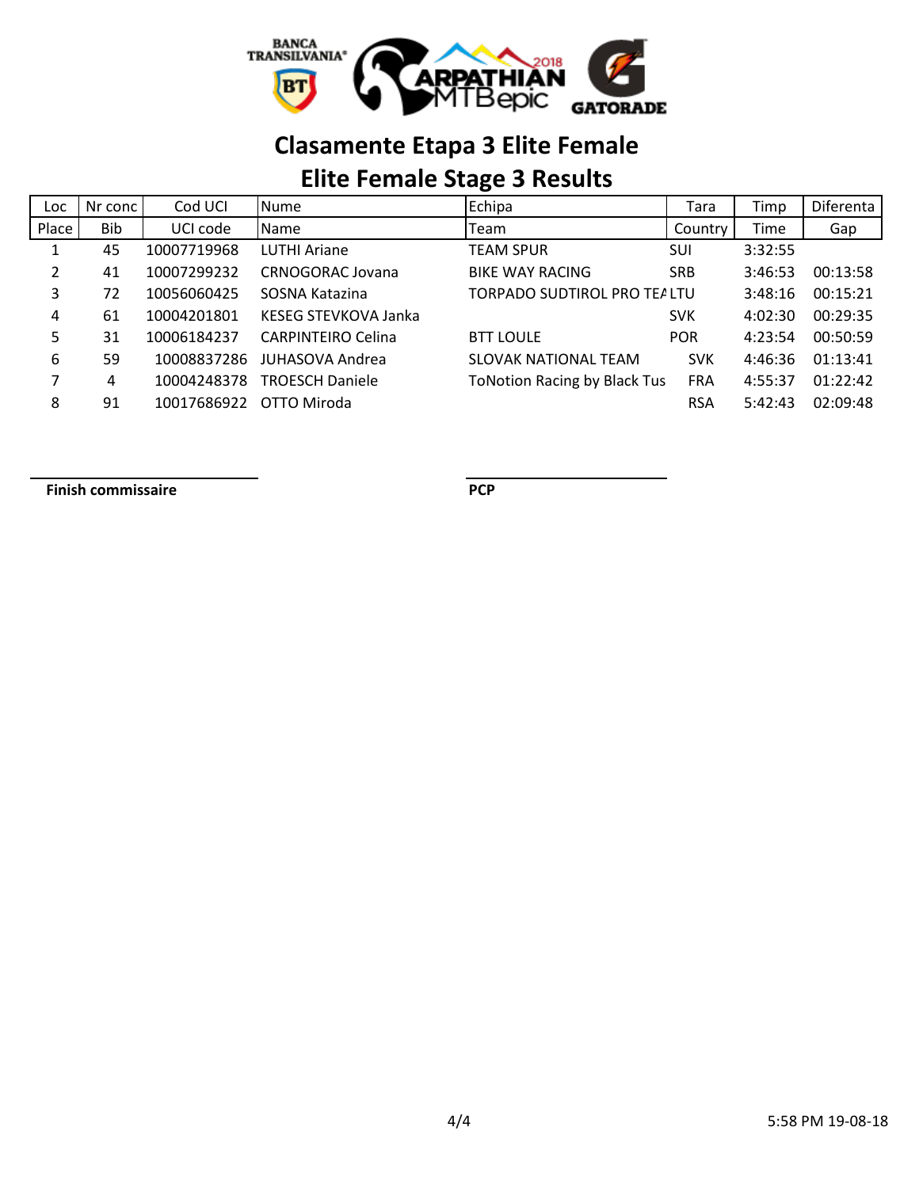# Clasamente Etapa 3 Elite Female
# Elite Female Stage 3 Results

| Loc | Nr conc | Cod UCI | Nume | Echipa | Tara | Timp | Diferenta |
|---|---|---|---|---|---|---|---|
| Place | Bib | UCI code | Name | Team | Country | Time | Gap |
| 1 | 45 | 10007719968 | LUTHI Ariane | TEAM SPUR | SUI | 3:32:55 | |
| 2 | 41 | 10007299232 | CRNOGORAC Jovana | BIKE WAY RACING | SRB | 3:46:53 | 00:13:58 |
| 3 | 72 | 10056060425 | SOSNA Katazina | TORPADO SUDTIROL PRO TEA | LTU | 3:48:16 | 00:15:21 |
| 4 | 61 | 10004201801 | KESEG STEVKOVA Janka | | SVK | 4:02:30 | 00:29:35 |
| 5 | 31 | 10006184237 | CARPINTEIRO Celina | BTT LOULE | POR | 4:23:54 | 00:50:59 |
| 6 | 59 | 10008837286 | JUHASOVA Andrea | SLOVAK NATIONAL TEAM | SVK | 4:46:36 | 01:13:41 |
| 7 | 4 | 10004248378 | TROESCH Daniele | ToNotion Racing by Black Tus | FRA | 4:55:37 | 01:22:42 |
| 8 | 91 | 10017686922 | OTTO Miroda | | RSA | 5:42:43 | 02:09:48 |

**Finish commissaire**

**PCP**

5:58 PM 19-08-18